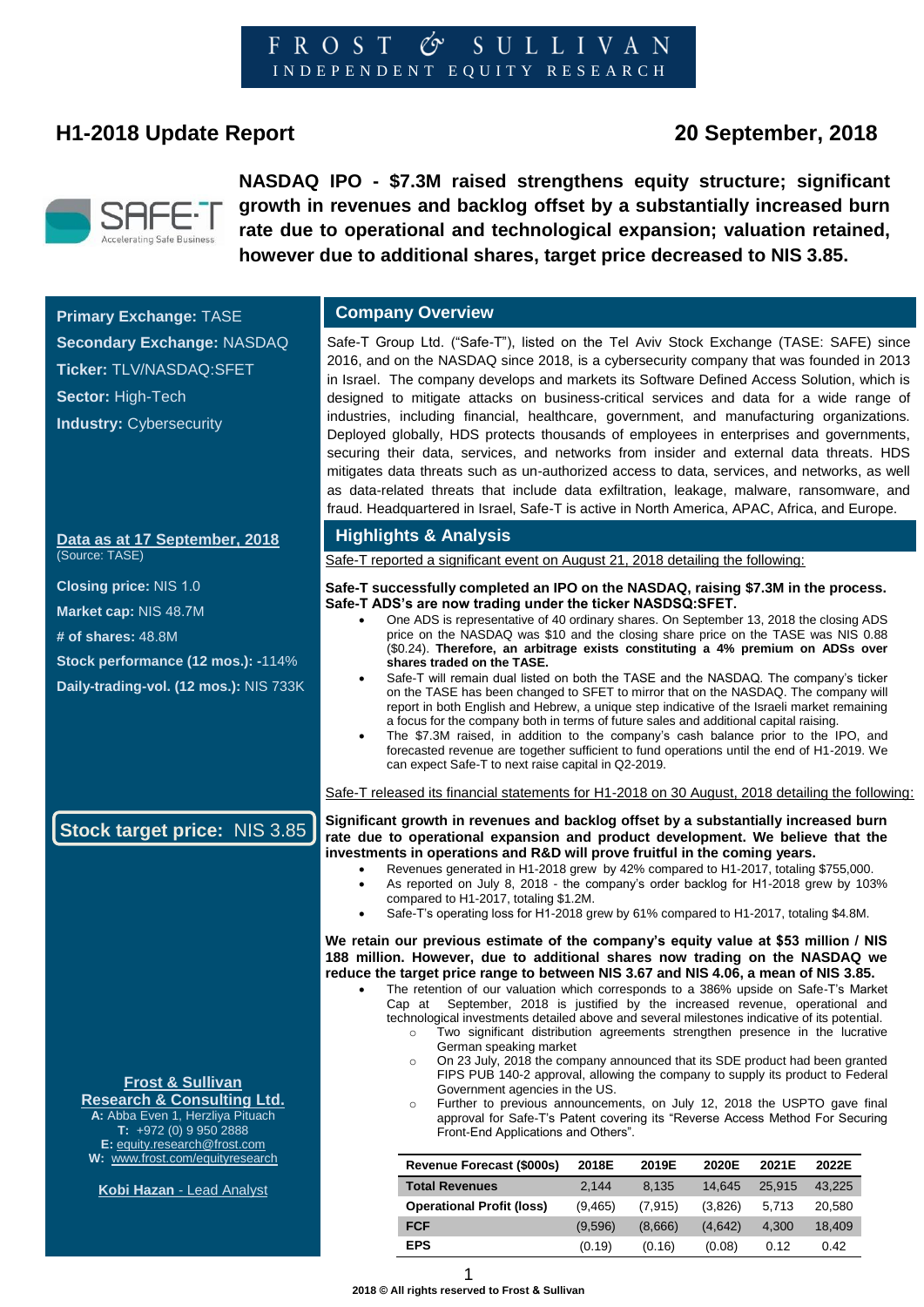FROST & SULLIVAN
INDEPENDENT EQUITY RESEARCH

# H1-2018 Update Report

**20 September, 2018**

SAFE-T
Accelerating Safe Business

## NASDAQ IPO - $7.3M raised strengthens equity structure; significant growth in revenues and backlog offset by a substantially increased burn rate due to operational and technological expansion; valuation retained, however due to additional shares, target price decreased to NIS 3.85.

**Primary Exchange:** TASE
**Secondary Exchange:** NASDAQ
**Ticker:** TLV/NASDAQ:SFET
**Sector:** High-Tech
**Industry:** Cybersecurity

**Data as at 17 September, 2018**
(Source: TASE)

**Closing price:** NIS 1.0
**Market cap:** NIS 48.7M
**# of shares:** 48.8M
**Stock performance (12 mos.):** -114%
**Daily-trading-vol. (12 mos.):** NIS 733K

**Stock target price: NIS 3.85**

**Frost & Sullivan Research & Consulting Ltd.**
**A:** Abba Even 1, Herzliya Pituach
**T:** +972 (0) 9 950 2888
**E:** equity.research@frost.com
**W:** www.frost.com/equityresearch

**Kobi Hazan** - Lead Analyst

## Company Overview

Safe-T Group Ltd. ("Safe-T"), listed on the Tel Aviv Stock Exchange (TASE: SAFE) since 2016, and on the NASDAQ since 2018, is a cybersecurity company that was founded in 2013 in Israel. The company develops and markets its Software Defined Access Solution, which is designed to mitigate attacks on business-critical services and data for a wide range of industries, including financial, healthcare, government, and manufacturing organizations. Deployed globally, HDS protects thousands of employees in enterprises and governments, securing their data, services, and networks from insider and external data threats. HDS mitigates data threats such as un-authorized access to data, services, and networks, as well as data-related threats that include data exfiltration, leakage, malware, ransomware, and fraud. Headquartered in Israel, Safe-T is active in North America, APAC, Africa, and Europe.

## Highlights & Analysis

Safe-T reported a significant event on August 21, 2018 detailing the following:

**Safe-T successfully completed an IPO on the NASDAQ, raising $7.3M in the process. Safe-T ADS's are now trading under the ticker NASDSQ:SFET.**

- One ADS is representative of 40 ordinary shares. On September 13, 2018 the closing ADS price on the NASDAQ was $10 and the closing share price on the TASE was NIS 0.88 ($0.24). **Therefore, an arbitrage exists constituting a 4% premium on ADSs over shares traded on the TASE.**
- Safe-T will remain dual listed on both the TASE and the NASDAQ. The company's ticker on the TASE has been changed to SFET to mirror that on the NASDAQ. The company will report in both English and Hebrew, a unique step indicative of the Israeli market remaining a focus for the company both in terms of future sales and additional capital raising.
- The $7.3M raised, in addition to the company's cash balance prior to the IPO, and forecasted revenue are together sufficient to fund operations until the end of H1-2019. We can expect Safe-T to next raise capital in Q2-2019.

Safe-T released its financial statements for H1-2018 on 30 August, 2018 detailing the following:

**Significant growth in revenues and backlog offset by a substantially increased burn rate due to operational expansion and product development. We believe that the investments in operations and R&D will prove fruitful in the coming years.**

- Revenues generated in H1-2018 grew by 42% compared to H1-2017, totaling $755,000.
- As reported on July 8, 2018 - the company's order backlog for H1-2018 grew by 103% compared to H1-2017, totaling $1.2M.
- Safe-T's operating loss for H1-2018 grew by 61% compared to H1-2017, totaling $4.8M.

**We retain our previous estimate of the company's equity value at $53 million / NIS 188 million. However, due to additional shares now trading on the NASDAQ we reduce the target price range to between NIS 3.67 and NIS 4.06, a mean of NIS 3.85.**

- The retention of our valuation which corresponds to a 386% upside on Safe-T's Market Cap at September, 2018 is justified by the increased revenue, operational and technological investments detailed above and several milestones indicative of its potential.
  - Two significant distribution agreements strengthen presence in the lucrative German speaking market
  - On 23 July, 2018 the company announced that its SDE product had been granted FIPS PUB 140-2 approval, allowing the company to supply its product to Federal Government agencies in the US.
  - Further to previous announcements, on July 12, 2018 the USPTO gave final approval for Safe-T's Patent covering its "Reverse Access Method For Securing Front-End Applications and Others".

| Revenue Forecast ($000s) | 2018E | 2019E | 2020E | 2021E | 2022E |
|---|---|---|---|---|---|
| **Total Revenues** | 2,144 | 8,135 | 14,645 | 25,915 | 43,225 |
| **Operational Profit (loss)** | (9,465) | (7,915) | (3,826) | 5,713 | 20,580 |
| **FCF** | (9,596) | (8,666) | (4,642) | 4,300 | 18,409 |
| **EPS** | (0.19) | (0.16) | (0.08) | 0.12 | 0.42 |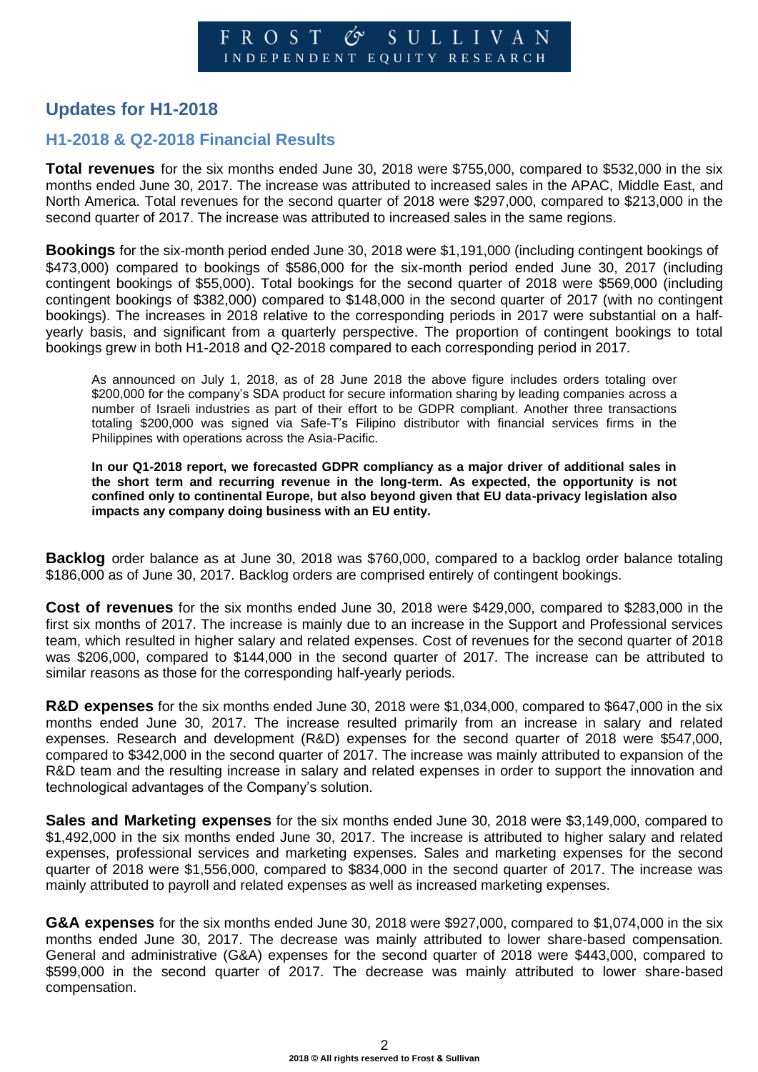## Updates for H1-2018

### H1-2018 & Q2-2018 Financial Results

**Total revenues** for the six months ended June 30, 2018 were $755,000, compared to $532,000 in the six months ended June 30, 2017. The increase was attributed to increased sales in the APAC, Middle East, and North America. Total revenues for the second quarter of 2018 were $297,000, compared to $213,000 in the second quarter of 2017. The increase was attributed to increased sales in the same regions.

**Bookings** for the six-month period ended June 30, 2018 were $1,191,000 (including contingent bookings of $473,000) compared to bookings of $586,000 for the six-month period ended June 30, 2017 (including contingent bookings of $55,000). Total bookings for the second quarter of 2018 were $569,000 (including contingent bookings of $382,000) compared to $148,000 in the second quarter of 2017 (with no contingent bookings). The increases in 2018 relative to the corresponding periods in 2017 were substantial on a half-yearly basis, and significant from a quarterly perspective. The proportion of contingent bookings to total bookings grew in both H1-2018 and Q2-2018 compared to each corresponding period in 2017.

> As announced on July 1, 2018, as of 28 June 2018 the above figure includes orders totaling over $200,000 for the company's SDA product for secure information sharing by leading companies across a number of Israeli industries as part of their effort to be GDPR compliant. Another three transactions totaling $200,000 was signed via Safe-T's Filipino distributor with financial services firms in the Philippines with operations across the Asia-Pacific.
>
> **In our Q1-2018 report, we forecasted GDPR compliancy as a major driver of additional sales in the short term and recurring revenue in the long-term. As expected, the opportunity is not confined only to continental Europe, but also beyond given that EU data-privacy legislation also impacts any company doing business with an EU entity.**

**Backlog** order balance as at June 30, 2018 was $760,000, compared to a backlog order balance totaling $186,000 as of June 30, 2017. Backlog orders are comprised entirely of contingent bookings.

**Cost of revenues** for the six months ended June 30, 2018 were $429,000, compared to $283,000 in the first six months of 2017. The increase is mainly due to an increase in the Support and Professional services team, which resulted in higher salary and related expenses. Cost of revenues for the second quarter of 2018 was $206,000, compared to $144,000 in the second quarter of 2017. The increase can be attributed to similar reasons as those for the corresponding half-yearly periods.

**R&D expenses** for the six months ended June 30, 2018 were $1,034,000, compared to $647,000 in the six months ended June 30, 2017. The increase resulted primarily from an increase in salary and related expenses. Research and development (R&D) expenses for the second quarter of 2018 were $547,000, compared to $342,000 in the second quarter of 2017. The increase was mainly attributed to expansion of the R&D team and the resulting increase in salary and related expenses in order to support the innovation and technological advantages of the Company's solution.

**Sales and Marketing expenses** for the six months ended June 30, 2018 were $3,149,000, compared to $1,492,000 in the six months ended June 30, 2017. The increase is attributed to higher salary and related expenses, professional services and marketing expenses. Sales and marketing expenses for the second quarter of 2018 were $1,556,000, compared to $834,000 in the second quarter of 2017. The increase was mainly attributed to payroll and related expenses as well as increased marketing expenses.

**G&A expenses** for the six months ended June 30, 2018 were $927,000, compared to $1,074,000 in the six months ended June 30, 2017. The decrease was mainly attributed to lower share-based compensation. General and administrative (G&A) expenses for the second quarter of 2018 were $443,000, compared to $599,000 in the second quarter of 2017. The decrease was mainly attributed to lower share-based compensation.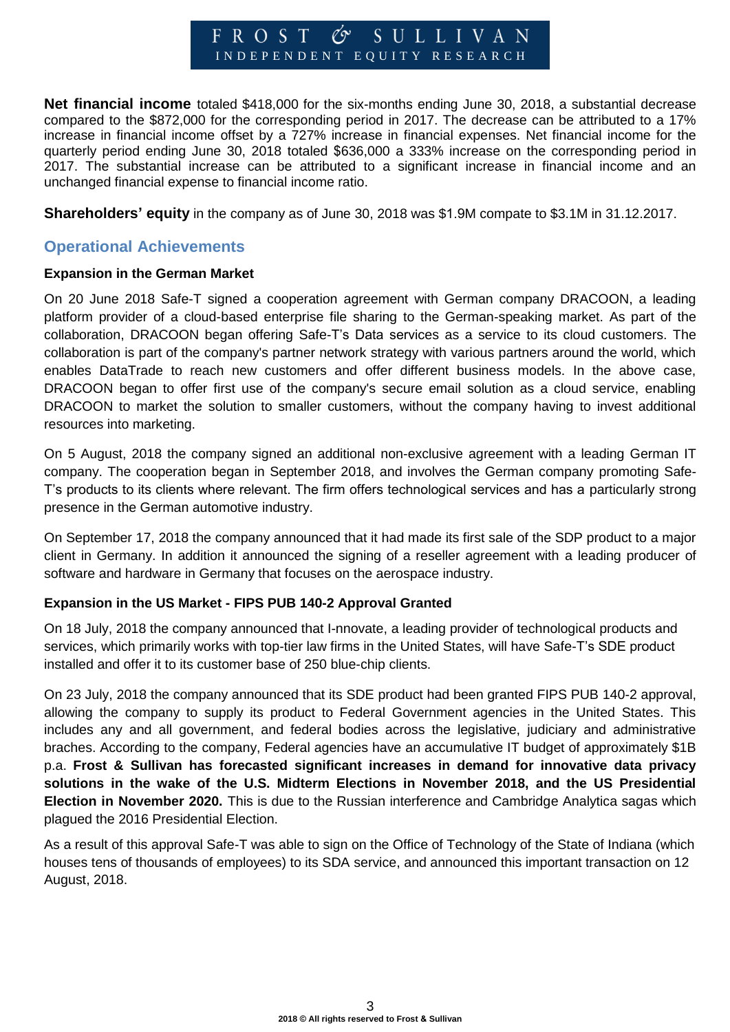**Net financial income** totaled $418,000 for the six-months ending June 30, 2018, a substantial decrease compared to the $872,000 for the corresponding period in 2017. The decrease can be attributed to a 17% increase in financial income offset by a 727% increase in financial expenses. Net financial income for the quarterly period ending June 30, 2018 totaled $636,000 a 333% increase on the corresponding period in 2017. The substantial increase can be attributed to a significant increase in financial income and an unchanged financial expense to financial income ratio.

**Shareholders' equity** in the company as of June 30, 2018 was $1.9M compate to $3.1M in 31.12.2017.

## Operational Achievements

### Expansion in the German Market

On 20 June 2018 Safe-T signed a cooperation agreement with German company DRACOON, a leading platform provider of a cloud-based enterprise file sharing to the German-speaking market. As part of the collaboration, DRACOON began offering Safe-T's Data services as a service to its cloud customers. The collaboration is part of the company's partner network strategy with various partners around the world, which enables DataTrade to reach new customers and offer different business models. In the above case, DRACOON began to offer first use of the company's secure email solution as a cloud service, enabling DRACOON to market the solution to smaller customers, without the company having to invest additional resources into marketing.

On 5 August, 2018 the company signed an additional non-exclusive agreement with a leading German IT company. The cooperation began in September 2018, and involves the German company promoting Safe-T's products to its clients where relevant. The firm offers technological services and has a particularly strong presence in the German automotive industry.

On September 17, 2018 the company announced that it had made its first sale of the SDP product to a major client in Germany. In addition it announced the signing of a reseller agreement with a leading producer of software and hardware in Germany that focuses on the aerospace industry.

### Expansion in the US Market - FIPS PUB 140-2 Approval Granted

On 18 July, 2018 the company announced that I-nnovate, a leading provider of technological products and services, which primarily works with top-tier law firms in the United States, will have Safe-T's SDE product installed and offer it to its customer base of 250 blue-chip clients.

On 23 July, 2018 the company announced that its SDE product had been granted FIPS PUB 140-2 approval, allowing the company to supply its product to Federal Government agencies in the United States. This includes any and all government, and federal bodies across the legislative, judiciary and administrative braches. According to the company, Federal agencies have an accumulative IT budget of approximately $1B p.a. **Frost & Sullivan has forecasted significant increases in demand for innovative data privacy solutions in the wake of the U.S. Midterm Elections in November 2018, and the US Presidential Election in November 2020.** This is due to the Russian interference and Cambridge Analytica sagas which plagued the 2016 Presidential Election.

As a result of this approval Safe-T was able to sign on the Office of Technology of the State of Indiana (which houses tens of thousands of employees) to its SDA service, and announced this important transaction on 12 August, 2018.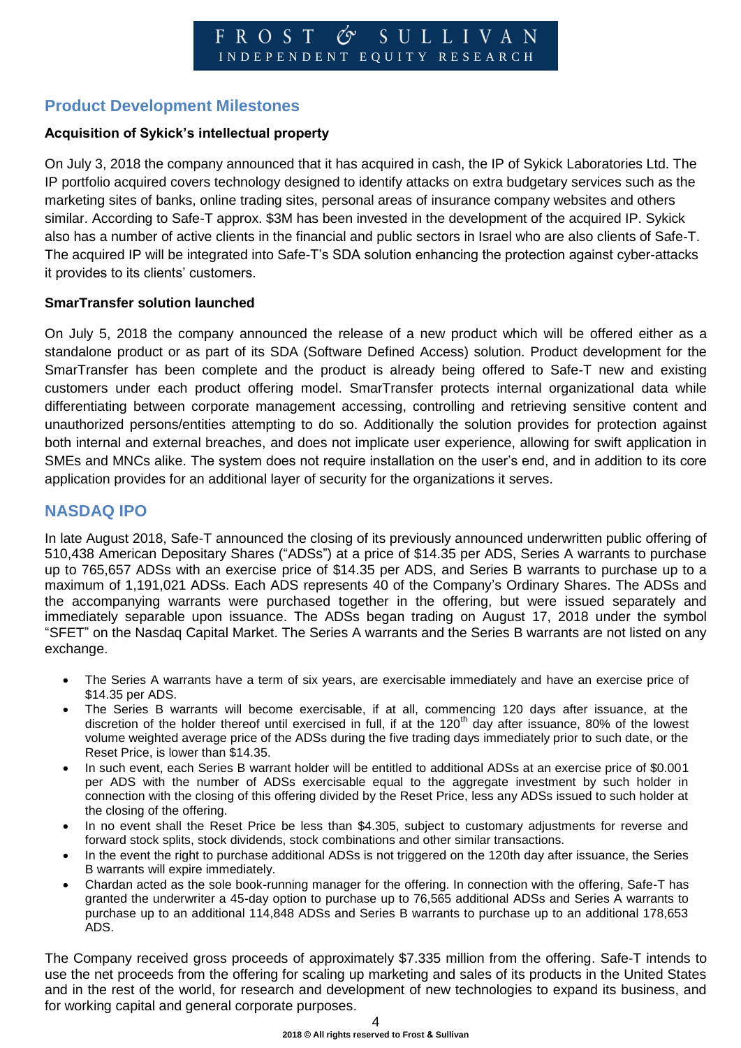## Product Development Milestones

**Acquisition of Sykick's intellectual property**

On July 3, 2018 the company announced that it has acquired in cash, the IP of Sykick Laboratories Ltd. The IP portfolio acquired covers technology designed to identify attacks on extra budgetary services such as the marketing sites of banks, online trading sites, personal areas of insurance company websites and others similar. According to Safe-T approx. $3M has been invested in the development of the acquired IP. Sykick also has a number of active clients in the financial and public sectors in Israel who are also clients of Safe-T. The acquired IP will be integrated into Safe-T's SDA solution enhancing the protection against cyber-attacks it provides to its clients' customers.

**SmarTransfer solution launched**

On July 5, 2018 the company announced the release of a new product which will be offered either as a standalone product or as part of its SDA (Software Defined Access) solution. Product development for the SmarTransfer has been complete and the product is already being offered to Safe-T new and existing customers under each product offering model. SmarTransfer protects internal organizational data while differentiating between corporate management accessing, controlling and retrieving sensitive content and unauthorized persons/entities attempting to do so. Additionally the solution provides for protection against both internal and external breaches, and does not implicate user experience, allowing for swift application in SMEs and MNCs alike. The system does not require installation on the user's end, and in addition to its core application provides for an additional layer of security for the organizations it serves.

## NASDAQ IPO

In late August 2018, Safe-T announced the closing of its previously announced underwritten public offering of 510,438 American Depositary Shares ("ADSs") at a price of $14.35 per ADS, Series A warrants to purchase up to 765,657 ADSs with an exercise price of $14.35 per ADS, and Series B warrants to purchase up to a maximum of 1,191,021 ADSs. Each ADS represents 40 of the Company's Ordinary Shares. The ADSs and the accompanying warrants were purchased together in the offering, but were issued separately and immediately separable upon issuance. The ADSs began trading on August 17, 2018 under the symbol "SFET" on the Nasdaq Capital Market. The Series A warrants and the Series B warrants are not listed on any exchange.

- The Series A warrants have a term of six years, are exercisable immediately and have an exercise price of $14.35 per ADS.
- The Series B warrants will become exercisable, if at all, commencing 120 days after issuance, at the discretion of the holder thereof until exercised in full, if at the 120th day after issuance, 80% of the lowest volume weighted average price of the ADSs during the five trading days immediately prior to such date, or the Reset Price, is lower than $14.35.
- In such event, each Series B warrant holder will be entitled to additional ADSs at an exercise price of $0.001 per ADS with the number of ADSs exercisable equal to the aggregate investment by such holder in connection with the closing of this offering divided by the Reset Price, less any ADSs issued to such holder at the closing of the offering.
- In no event shall the Reset Price be less than $4.305, subject to customary adjustments for reverse and forward stock splits, stock dividends, stock combinations and other similar transactions.
- In the event the right to purchase additional ADSs is not triggered on the 120th day after issuance, the Series B warrants will expire immediately.
- Chardan acted as the sole book-running manager for the offering. In connection with the offering, Safe-T has granted the underwriter a 45-day option to purchase up to 76,565 additional ADSs and Series A warrants to purchase up to an additional 114,848 ADSs and Series B warrants to purchase up to an additional 178,653 ADS.

The Company received gross proceeds of approximately $7.335 million from the offering. Safe-T intends to use the net proceeds from the offering for scaling up marketing and sales of its products in the United States and in the rest of the world, for research and development of new technologies to expand its business, and for working capital and general corporate purposes.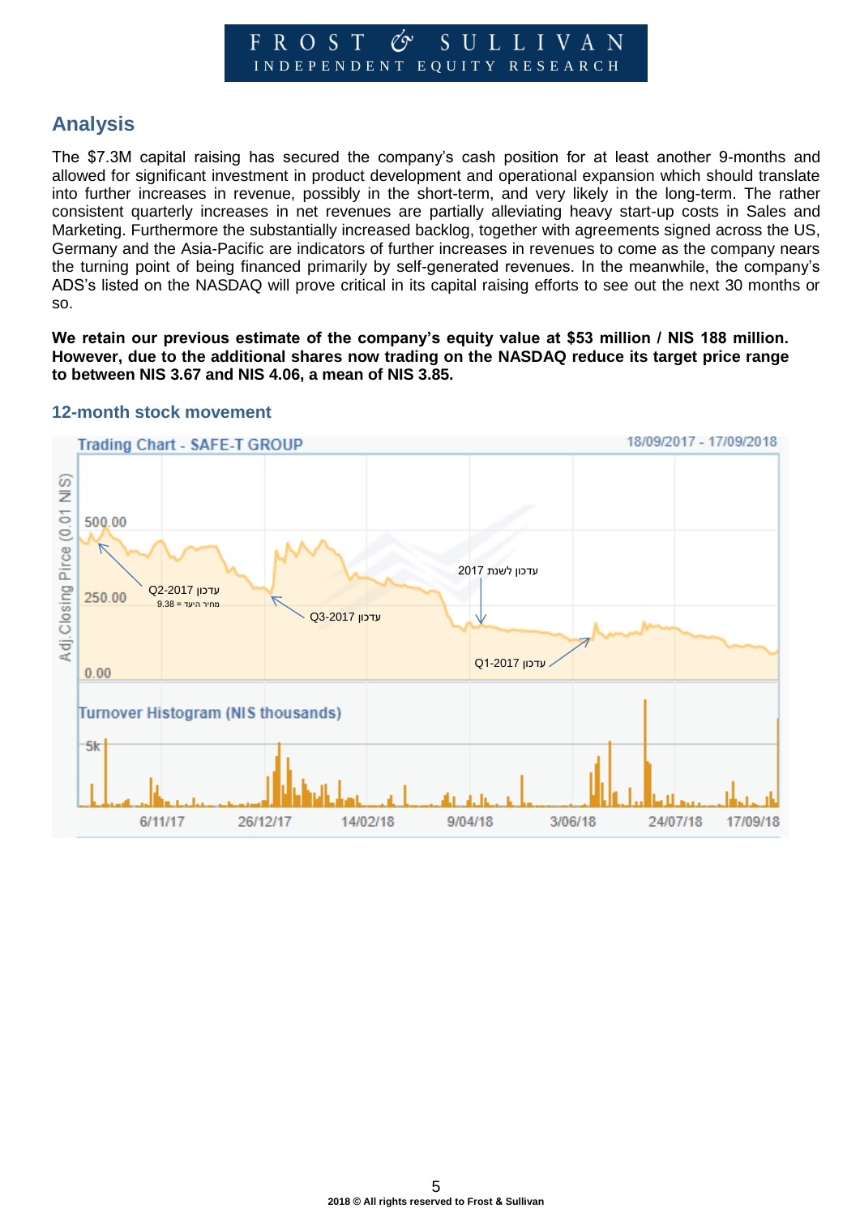## Analysis

The $7.3M capital raising has secured the company's cash position for at least another 9-months and allowed for significant investment in product development and operational expansion which should translate into further increases in revenue, possibly in the short-term, and very likely in the long-term. The rather consistent quarterly increases in net revenues are partially alleviating heavy start-up costs in Sales and Marketing. Furthermore the substantially increased backlog, together with agreements signed across the US, Germany and the Asia-Pacific are indicators of further increases in revenues to come as the company nears the turning point of being financed primarily by self-generated revenues. In the meanwhile, the company's ADS's listed on the NASDAQ will prove critical in its capital raising efforts to see out the next 30 months or so.

**We retain our previous estimate of the company's equity value at $53 million / NIS 188 million. However, due to the additional shares now trading on the NASDAQ reduce its target price range to between NIS 3.67 and NIS 4.06, a mean of NIS 3.85.**

### 12-month stock movement

Trading Chart - SAFE-T GROUP 18/09/2017 - 17/09/2018

Adj.Closing Pirce (0.01 NIS): 500.00, 250.00, 0.00

עדכון Q2-2017
מחיר היעד = 9.38

עדכון Q3-2017

עדכון לשנת 2017

עדכון Q1-2017

Turnover Histogram (NIS thousands): 5k

6/11/17 26/12/17 14/02/18 9/04/18 3/06/18 24/07/18 17/09/18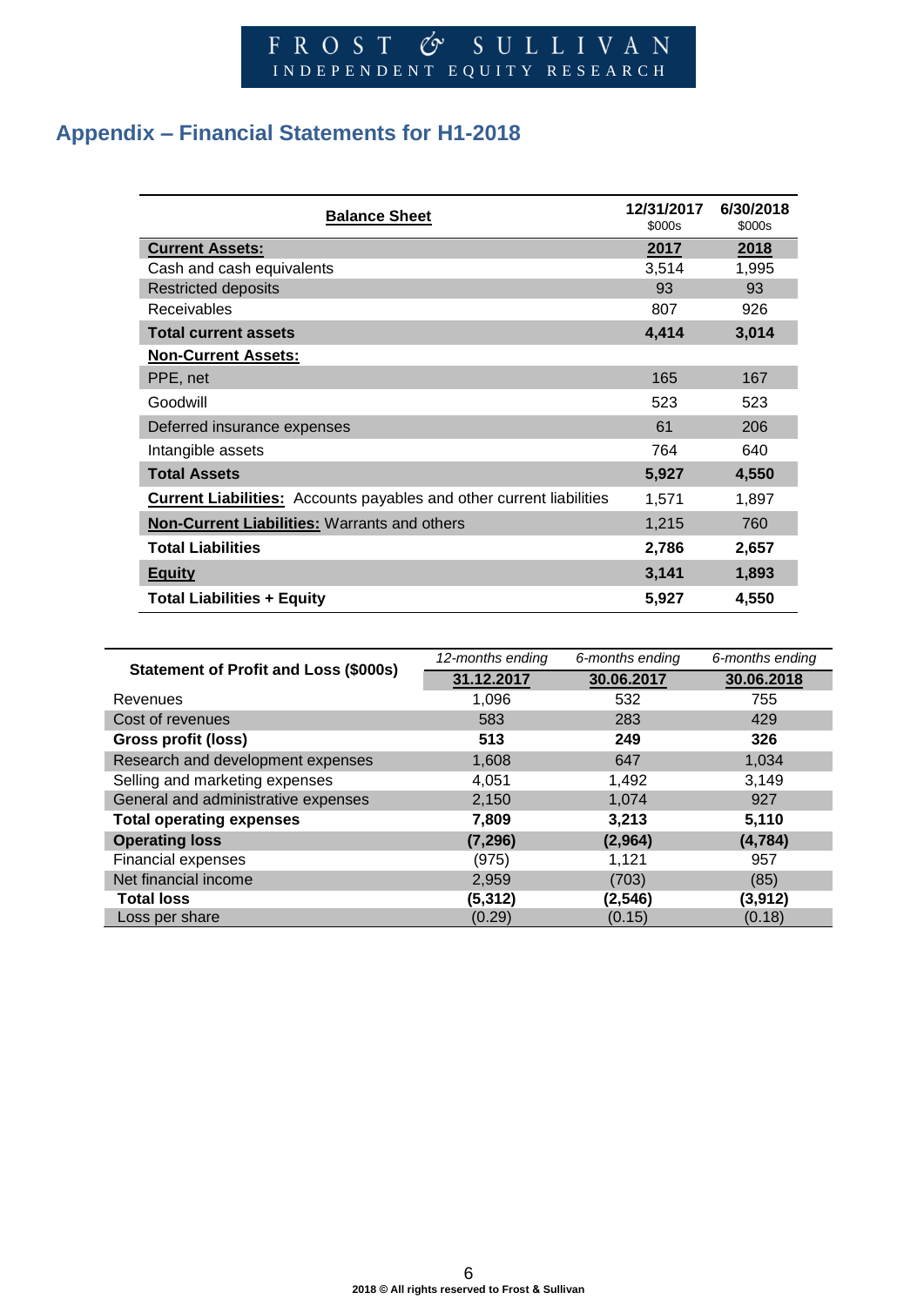## Appendix – Financial Statements for H1-2018

| Balance Sheet | 12/31/2017 $000s | 6/30/2018 $000s |
|---|---|---|
| **Current Assets:** | **2017** | **2018** |
| Cash and cash equivalents | 3,514 | 1,995 |
| Restricted deposits | 93 | 93 |
| Receivables | 807 | 926 |
| **Total current assets** | **4,414** | **3,014** |
| **Non-Current Assets:** | | |
| PPE, net | 165 | 167 |
| Goodwill | 523 | 523 |
| Deferred insurance expenses | 61 | 206 |
| Intangible assets | 764 | 640 |
| **Total Assets** | **5,927** | **4,550** |
| **Current Liabilities:** Accounts payables and other current liabilities | 1,571 | 1,897 |
| **Non-Current Liabilities:** Warrants and others | 1,215 | 760 |
| **Total Liabilities** | **2,786** | **2,657** |
| **Equity** | **3,141** | **1,893** |
| **Total Liabilities + Equity** | **5,927** | **4,550** |

| Statement of Profit and Loss ($000s) | *12-months ending* | *6-months ending* | *6-months ending* |
|---|---|---|---|
| | **31.12.2017** | **30.06.2017** | **30.06.2018** |
| Revenues | 1,096 | 532 | 755 |
| Cost of revenues | 583 | 283 | 429 |
| **Gross profit (loss)** | **513** | **249** | **326** |
| Research and development expenses | 1,608 | 647 | 1,034 |
| Selling and marketing expenses | 4,051 | 1,492 | 3,149 |
| General and administrative expenses | 2,150 | 1,074 | 927 |
| **Total operating expenses** | **7,809** | **3,213** | **5,110** |
| **Operating loss** | **(7,296)** | **(2,964)** | **(4,784)** |
| Financial expenses | (975) | 1,121 | 957 |
| Net financial income | 2,959 | (703) | (85) |
| **Total loss** | **(5,312)** | **(2,546)** | **(3,912)** |
| Loss per share | (0.29) | (0.15) | (0.18) |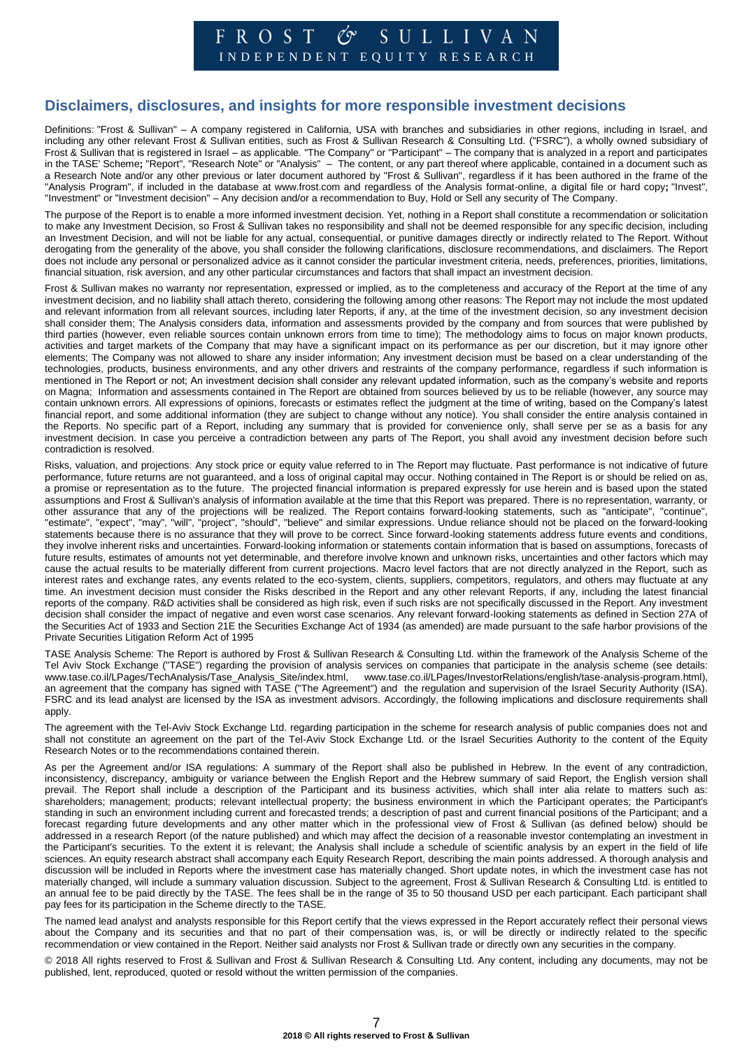## Disclaimers, disclosures, and insights for more responsible investment decisions

Definitions: "Frost & Sullivan" – A company registered in California, USA with branches and subsidiaries in other regions, including in Israel, and including any other relevant Frost & Sullivan entities, such as Frost & Sullivan Research & Consulting Ltd. ("FSRC"), a wholly owned subsidiary of Frost & Sullivan that is registered in Israel – as applicable. "The Company" or "Participant" – The company that is analyzed in a report and participates in the TASE' Scheme**;** "Report", "Research Note" or "Analysis" – The content, or any part thereof where applicable, contained in a document such as a Research Note and/or any other previous or later document authored by "Frost & Sullivan", regardless if it has been authored in the frame of the "Analysis Program", if included in the database at www.frost.com and regardless of the Analysis format-online, a digital file or hard copy**;** "Invest", "Investment" or "Investment decision" – Any decision and/or a recommendation to Buy, Hold or Sell any security of The Company.

The purpose of the Report is to enable a more informed investment decision. Yet, nothing in a Report shall constitute a recommendation or solicitation to make any Investment Decision, so Frost & Sullivan takes no responsibility and shall not be deemed responsible for any specific decision, including an Investment Decision, and will not be liable for any actual, consequential, or punitive damages directly or indirectly related to The Report. Without derogating from the generality of the above, you shall consider the following clarifications, disclosure recommendations, and disclaimers. The Report does not include any personal or personalized advice as it cannot consider the particular investment criteria, needs, preferences, priorities, limitations, financial situation, risk aversion, and any other particular circumstances and factors that shall impact an investment decision.

Frost & Sullivan makes no warranty nor representation, expressed or implied, as to the completeness and accuracy of the Report at the time of any investment decision, and no liability shall attach thereto, considering the following among other reasons: The Report may not include the most updated and relevant information from all relevant sources, including later Reports, if any, at the time of the investment decision, so any investment decision shall consider them; The Analysis considers data, information and assessments provided by the company and from sources that were published by third parties (however, even reliable sources contain unknown errors from time to time); The methodology aims to focus on major known products, activities and target markets of the Company that may have a significant impact on its performance as per our discretion, but it may ignore other elements; The Company was not allowed to share any insider information; Any investment decision must be based on a clear understanding of the technologies, products, business environments, and any other drivers and restraints of the company performance, regardless if such information is mentioned in The Report or not; An investment decision shall consider any relevant updated information, such as the company's website and reports on Magna; Information and assessments contained in The Report are obtained from sources believed by us to be reliable (however, any source may contain unknown errors. All expressions of opinions, forecasts or estimates reflect the judgment at the time of writing, based on the Company's latest financial report, and some additional information (they are subject to change without any notice). You shall consider the entire analysis contained in the Reports. No specific part of a Report, including any summary that is provided for convenience only, shall serve per se as a basis for any investment decision. In case you perceive a contradiction between any parts of The Report, you shall avoid any investment decision before such contradiction is resolved.

Risks, valuation, and projections: Any stock price or equity value referred to in The Report may fluctuate. Past performance is not indicative of future performance, future returns are not guaranteed, and a loss of original capital may occur. Nothing contained in The Report is or should be relied on as, a promise or representation as to the future. The projected financial information is prepared expressly for use herein and is based upon the stated assumptions and Frost & Sullivan's analysis of information available at the time that this Report was prepared. There is no representation, warranty, or other assurance that any of the projections will be realized. The Report contains forward-looking statements, such as "anticipate", "continue", "estimate", "expect", "may", "will", "project", "should", "believe" and similar expressions. Undue reliance should not be placed on the forward-looking statements because there is no assurance that they will prove to be correct. Since forward-looking statements address future events and conditions, they involve inherent risks and uncertainties. Forward-looking information or statements contain information that is based on assumptions, forecasts of future results, estimates of amounts not yet determinable, and therefore involve known and unknown risks, uncertainties and other factors which may cause the actual results to be materially different from current projections. Macro level factors that are not directly analyzed in the Report, such as interest rates and exchange rates, any events related to the eco-system, clients, suppliers, competitors, regulators, and others may fluctuate at any time. An investment decision must consider the Risks described in the Report and any other relevant Reports, if any, including the latest financial reports of the company. R&D activities shall be considered as high risk, even if such risks are not specifically discussed in the Report. Any investment decision shall consider the impact of negative and even worst case scenarios. Any relevant forward-looking statements as defined in Section 27A of the Securities Act of 1933 and Section 21E the Securities Exchange Act of 1934 (as amended) are made pursuant to the safe harbor provisions of the Private Securities Litigation Reform Act of 1995

TASE Analysis Scheme: The Report is authored by Frost & Sullivan Research & Consulting Ltd. within the framework of the Analysis Scheme of the Tel Aviv Stock Exchange ("TASE") regarding the provision of analysis services on companies that participate in the analysis scheme (see details: www.tase.co.il/LPages/TechAnalysis/Tase_Analysis_Site/index.html, www.tase.co.il/LPages/InvestorRelations/english/tase-analysis-program.html), an agreement that the company has signed with TASE ("The Agreement") and the regulation and supervision of the Israel Security Authority (ISA). FSRC and its lead analyst are licensed by the ISA as investment advisors. Accordingly, the following implications and disclosure requirements shall apply.

The agreement with the Tel-Aviv Stock Exchange Ltd. regarding participation in the scheme for research analysis of public companies does not and shall not constitute an agreement on the part of the Tel-Aviv Stock Exchange Ltd. or the Israel Securities Authority to the content of the Equity Research Notes or to the recommendations contained therein.

As per the Agreement and/or ISA regulations: A summary of the Report shall also be published in Hebrew. In the event of any contradiction, inconsistency, discrepancy, ambiguity or variance between the English Report and the Hebrew summary of said Report, the English version shall prevail. The Report shall include a description of the Participant and its business activities, which shall inter alia relate to matters such as: shareholders; management; products; relevant intellectual property; the business environment in which the Participant operates; the Participant's standing in such an environment including current and forecasted trends; a description of past and current financial positions of the Participant; and a forecast regarding future developments and any other matter which in the professional view of Frost & Sullivan (as defined below) should be addressed in a research Report (of the nature published) and which may affect the decision of a reasonable investor contemplating an investment in the Participant's securities. To the extent it is relevant; the Analysis shall include a schedule of scientific analysis by an expert in the field of life sciences. An equity research abstract shall accompany each Equity Research Report, describing the main points addressed. A thorough analysis and discussion will be included in Reports where the investment case has materially changed. Short update notes, in which the investment case has not materially changed, will include a summary valuation discussion. Subject to the agreement, Frost & Sullivan Research & Consulting Ltd. is entitled to an annual fee to be paid directly by the TASE. The fees shall be in the range of 35 to 50 thousand USD per each participant. Each participant shall pay fees for its participation in the Scheme directly to the TASE.

The named lead analyst and analysts responsible for this Report certify that the views expressed in the Report accurately reflect their personal views about the Company and its securities and that no part of their compensation was, is, or will be directly or indirectly related to the specific recommendation or view contained in the Report. Neither said analysts nor Frost & Sullivan trade or directly own any securities in the company.

© 2018 All rights reserved to Frost & Sullivan and Frost & Sullivan Research & Consulting Ltd. Any content, including any documents, may not be published, lent, reproduced, quoted or resold without the written permission of the companies.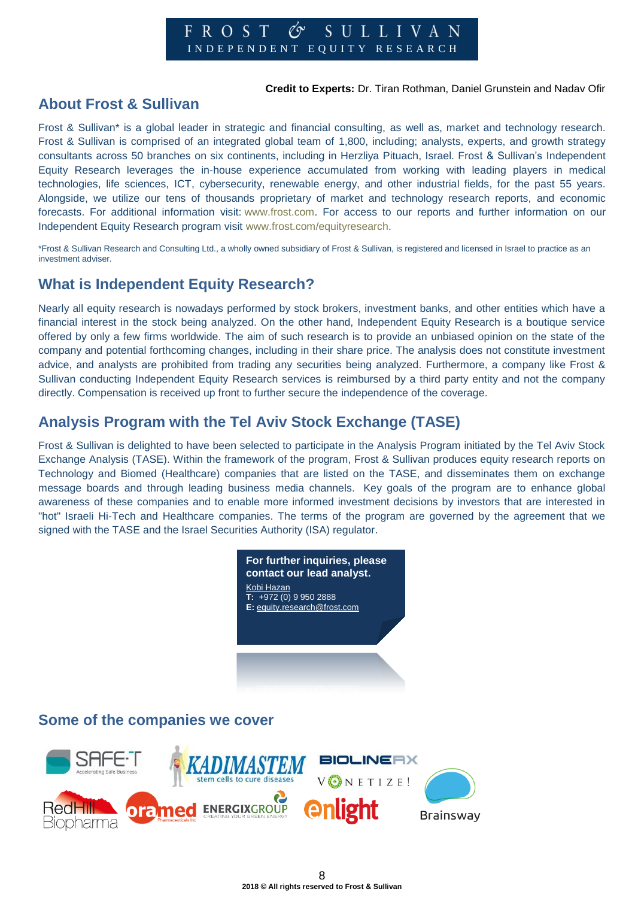**Credit to Experts:** Dr. Tiran Rothman, Daniel Grunstein and Nadav Ofir

## About Frost & Sullivan

Frost & Sullivan* is a global leader in strategic and financial consulting, as well as, market and technology research. Frost & Sullivan is comprised of an integrated global team of 1,800, including; analysts, experts, and growth strategy consultants across 50 branches on six continents, including in Herzliya Pituach, Israel. Frost & Sullivan's Independent Equity Research leverages the in-house experience accumulated from working with leading players in medical technologies, life sciences, ICT, cybersecurity, renewable energy, and other industrial fields, for the past 55 years. Alongside, we utilize our tens of thousands proprietary of market and technology research reports, and economic forecasts. For additional information visit: www.frost.com. For access to our reports and further information on our Independent Equity Research program visit www.frost.com/equityresearch.

*Frost & Sullivan Research and Consulting Ltd., a wholly owned subsidiary of Frost & Sullivan, is registered and licensed in Israel to practice as an investment adviser.

## What is Independent Equity Research?

Nearly all equity research is nowadays performed by stock brokers, investment banks, and other entities which have a financial interest in the stock being analyzed. On the other hand, Independent Equity Research is a boutique service offered by only a few firms worldwide. The aim of such research is to provide an unbiased opinion on the state of the company and potential forthcoming changes, including in their share price. The analysis does not constitute investment advice, and analysts are prohibited from trading any securities being analyzed. Furthermore, a company like Frost & Sullivan conducting Independent Equity Research services is reimbursed by a third party entity and not the company directly. Compensation is received up front to further secure the independence of the coverage.

## Analysis Program with the Tel Aviv Stock Exchange (TASE)

Frost & Sullivan is delighted to have been selected to participate in the Analysis Program initiated by the Tel Aviv Stock Exchange Analysis (TASE). Within the framework of the program, Frost & Sullivan produces equity research reports on Technology and Biomed (Healthcare) companies that are listed on the TASE, and disseminates them on exchange message boards and through leading business media channels. Key goals of the program are to enhance global awareness of these companies and to enable more informed investment decisions by investors that are interested in "hot" Israeli Hi-Tech and Healthcare companies. The terms of the program are governed by the agreement that we signed with the TASE and the Israel Securities Authority (ISA) regulator.

**For further inquiries, please contact our lead analyst.**

Kobi Hazan
**T:** +972 (0) 9 950 2888
**E:** equity.research@frost.com

## Some of the companies we cover

SAFE-T, KADIMASTEM, BIOLINERX, VONETIZE!, RedHill Biopharma, oramed, ENERGIXGROUP, enlight, Brainsway

2018 © All rights reserved to Frost & Sullivan